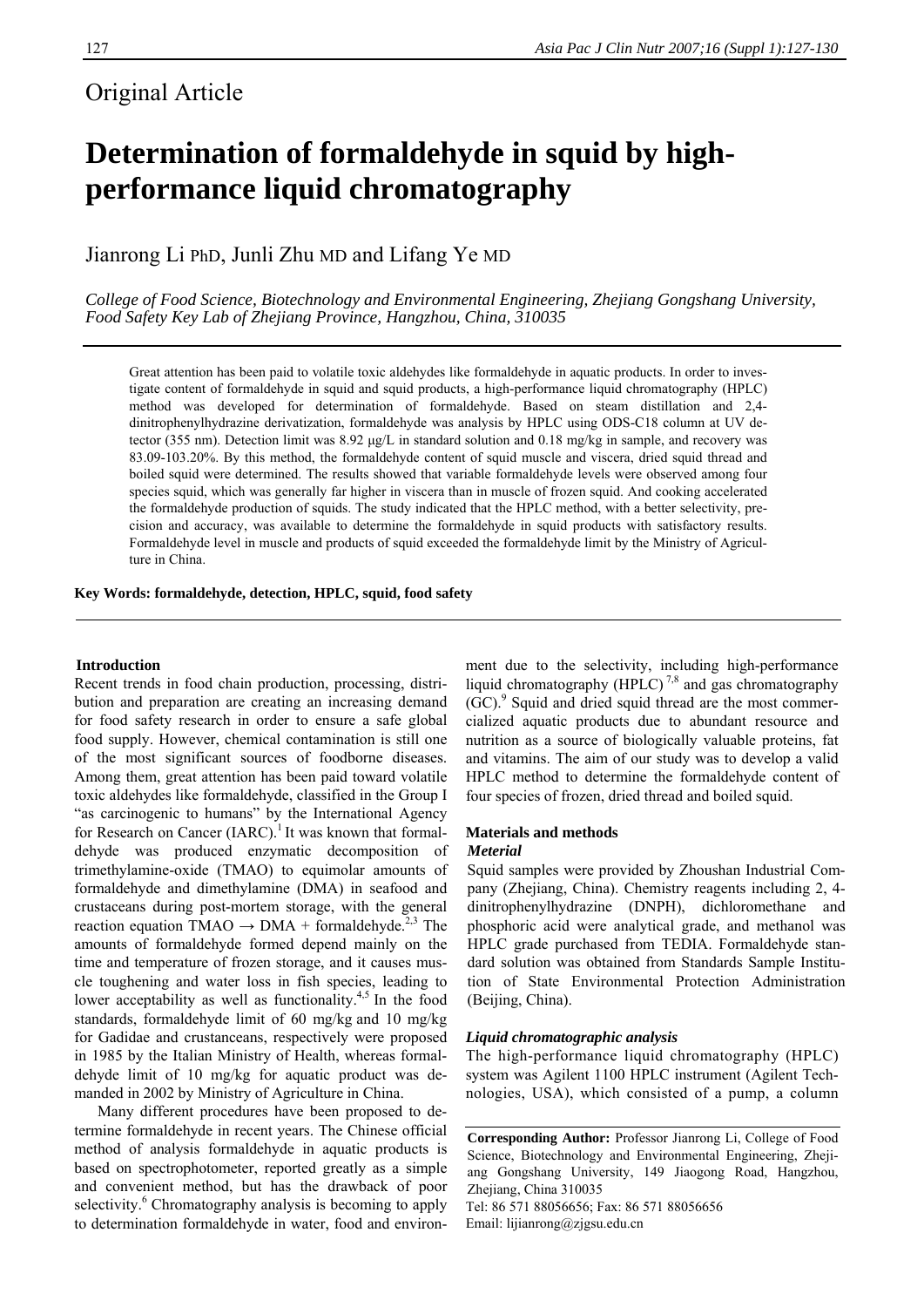Original Article

# Determination of formaldehyde in squid by high-performance liquid chromatography

Jianrong Li PhD, Junli Zhu MD and Lifang Ye MD

*College of Food Science, Biotechnology and Environmental Engineering, Zhejiang Gongshang University, Food Safety Key Lab of Zhejiang Province, Hangzhou, China, 310035*

Great attention has been paid to volatile toxic aldehydes like formaldehyde in aquatic products. In order to investigate content of formaldehyde in squid and squid products, a high-performance liquid chromatography (HPLC) method was developed for determination of formaldehyde. Based on steam distillation and 2,4-dinitrophenylhydrazine derivatization, formaldehyde was analysis by HPLC using ODS-C18 column at UV detector (355 nm). Detection limit was 8.92 μg/L in standard solution and 0.18 mg/kg in sample, and recovery was 83.09-103.20%. By this method, the formaldehyde content of squid muscle and viscera, dried squid thread and boiled squid were determined. The results showed that variable formaldehyde levels were observed among four species squid, which was generally far higher in viscera than in muscle of frozen squid. And cooking accelerated the formaldehyde production of squids. The study indicated that the HPLC method, with a better selectivity, precision and accuracy, was available to determine the formaldehyde in squid products with satisfactory results. Formaldehyde level in muscle and products of squid exceeded the formaldehyde limit by the Ministry of Agriculture in China.

**Key Words: formaldehyde, detection, HPLC, squid, food safety**

## Introduction

Recent trends in food chain production, processing, distribution and preparation are creating an increasing demand for food safety research in order to ensure a safe global food supply. However, chemical contamination is still one of the most significant sources of foodborne diseases. Among them, great attention has been paid toward volatile toxic aldehydes like formaldehyde, classified in the Group I "as carcinogenic to humans" by the International Agency for Research on Cancer (IARC).[1] It was known that formaldehyde was produced enzymatic decomposition of trimethylamine-oxide (TMAO) to equimolar amounts of formaldehyde and dimethylamine (DMA) in seafood and crustaceans during post-mortem storage, with the general reaction equation TMAO → DMA + formaldehyde.[2,3] The amounts of formaldehyde formed depend mainly on the time and temperature of frozen storage, and it causes muscle toughening and water loss in fish species, leading to lower acceptability as well as functionality.[4,5] In the food standards, formaldehyde limit of 60 mg/kg and 10 mg/kg for Gadidae and crustanceans, respectively were proposed in 1985 by the Italian Ministry of Health, whereas formaldehyde limit of 10 mg/kg for aquatic product was demanded in 2002 by Ministry of Agriculture in China.

Many different procedures have been proposed to determine formaldehyde in recent years. The Chinese official method of analysis formaldehyde in aquatic products is based on spectrophotometer, reported greatly as a simple and convenient method, but has the drawback of poor selectivity.[6] Chromatography analysis is becoming to apply to determination formaldehyde in water, food and environment due to the selectivity, including high-performance liquid chromatography (HPLC)[7,8] and gas chromatography (GC).[9] Squid and dried squid thread are the most commercialized aquatic products due to abundant resource and nutrition as a source of biologically valuable proteins, fat and vitamins. The aim of our study was to develop a valid HPLC method to determine the formaldehyde content of four species of frozen, dried thread and boiled squid.

## Materials and methods

### *Meterial*

Squid samples were provided by Zhoushan Industrial Company (Zhejiang, China). Chemistry reagents including 2, 4-dinitrophenylhydrazine (DNPH), dichloromethane and phosphoric acid were analytical grade, and methanol was HPLC grade purchased from TEDIA. Formaldehyde standard solution was obtained from Standards Sample Institution of State Environmental Protection Administration (Beijing, China).

### *Liquid chromatographic analysis*

The high-performance liquid chromatography (HPLC) system was Agilent 1100 HPLC instrument (Agilent Technologies, USA), which consisted of a pump, a column

**Corresponding Author:** Professor Jianrong Li, College of Food Science, Biotechnology and Environmental Engineering, Zhejiang Gongshang University, 149 Jiaogong Road, Hangzhou, Zhejiang, China 310035
Tel: 86 571 88056656; Fax: 86 571 88056656
Email: lijianrong@zjgsu.edu.cn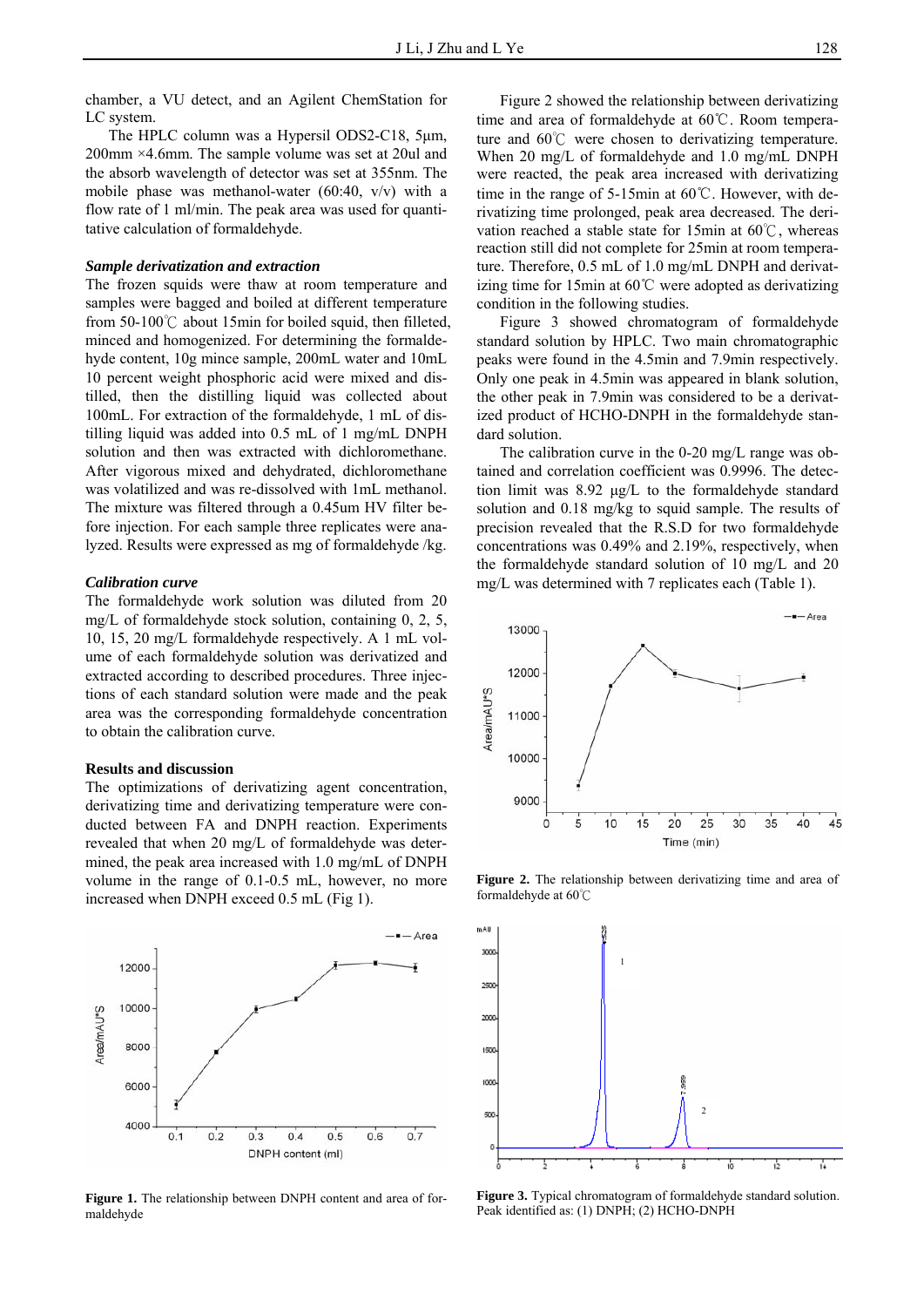chamber, a VU detect, and an Agilent ChemStation for LC system.

The HPLC column was a Hypersil ODS2-C18, 5μm, 200mm ×4.6mm. The sample volume was set at 20ul and the absorb wavelength of detector was set at 355nm. The mobile phase was methanol-water (60:40, v/v) with a flow rate of 1 ml/min. The peak area was used for quantitative calculation of formaldehyde.

### *Sample derivatization and extraction*

The frozen squids were thaw at room temperature and samples were bagged and boiled at different temperature from 50-100℃ about 15min for boiled squid, then filleted, minced and homogenized. For determining the formaldehyde content, 10g mince sample, 200mL water and 10mL 10 percent weight phosphoric acid were mixed and distilled, then the distilling liquid was collected about 100mL. For extraction of the formaldehyde, 1 mL of distilling liquid was added into 0.5 mL of 1 mg/mL DNPH solution and then was extracted with dichloromethane. After vigorous mixed and dehydrated, dichloromethane was volatilized and was re-dissolved with 1mL methanol. The mixture was filtered through a 0.45um HV filter before injection. For each sample three replicates were analyzed. Results were expressed as mg of formaldehyde /kg.

### *Calibration curve*

The formaldehyde work solution was diluted from 20 mg/L of formaldehyde stock solution, containing 0, 2, 5, 10, 15, 20 mg/L formaldehyde respectively. A 1 mL volume of each formaldehyde solution was derivatized and extracted according to described procedures. Three injections of each standard solution were made and the peak area was the corresponding formaldehyde concentration to obtain the calibration curve.

## Results and discussion

The optimizations of derivatizing agent concentration, derivatizing time and derivatizing temperature were conducted between FA and DNPH reaction. Experiments revealed that when 20 mg/L of formaldehyde was determined, the peak area increased with 1.0 mg/mL of DNPH volume in the range of 0.1-0.5 mL, however, no more increased when DNPH exceed 0.5 mL (Fig 1).

**Figure 1.** The relationship between DNPH content and area of formaldehyde

Figure 2 showed the relationship between derivatizing time and area of formaldehyde at 60℃. Room temperature and 60℃ were chosen to derivatizing temperature. When 20 mg/L of formaldehyde and 1.0 mg/mL DNPH were reacted, the peak area increased with derivatizing time in the range of 5-15min at 60℃. However, with derivatizing time prolonged, peak area decreased. The derivation reached a stable state for 15min at 60℃, whereas reaction still did not complete for 25min at room temperature. Therefore, 0.5 mL of 1.0 mg/mL DNPH and derivatizing time for 15min at 60℃ were adopted as derivatizing condition in the following studies.

Figure 3 showed chromatogram of formaldehyde standard solution by HPLC. Two main chromatographic peaks were found in the 4.5min and 7.9min respectively. Only one peak in 4.5min was appeared in blank solution, the other peak in 7.9min was considered to be a derivatized product of HCHO-DNPH in the formaldehyde standard solution.

The calibration curve in the 0-20 mg/L range was obtained and correlation coefficient was 0.9996. The detection limit was 8.92 μg/L to the formaldehyde standard solution and 0.18 mg/kg to squid sample. The results of precision revealed that the R.S.D for two formaldehyde concentrations was 0.49% and 2.19%, respectively, when the formaldehyde standard solution of 10 mg/L and 20 mg/L was determined with 7 replicates each (Table 1).

**Figure 2.** The relationship between derivatizing time and area of formaldehyde at 60℃

**Figure 3.** Typical chromatogram of formaldehyde standard solution. Peak identified as: (1) DNPH; (2) HCHO-DNPH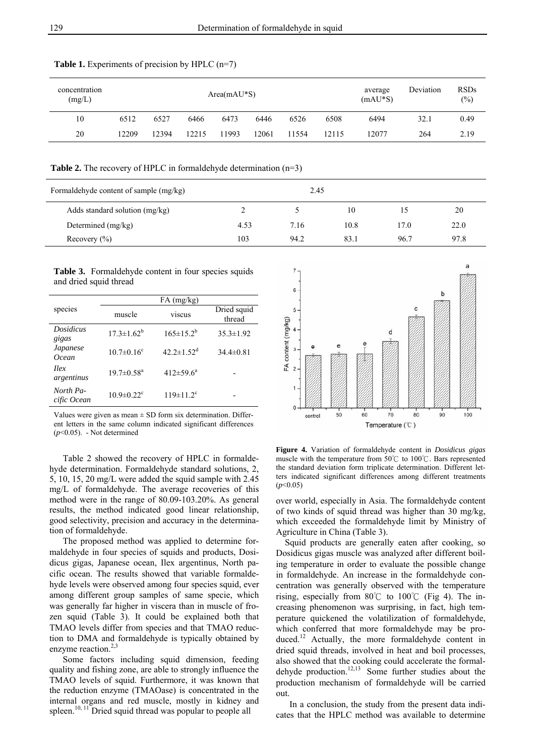**Table 1.** Experiments of precision by HPLC (n=7)

| concentration (mg/L) | Area(mAU*S) | | | | | | | average (mAU*S) | Deviation | RSDs (%) |
|---|---|---|---|---|---|---|---|---|---|---|
| 10 | 6512 | 6527 | 6466 | 6473 | 6446 | 6526 | 6508 | 6494 | 32.1 | 0.49 |
| 20 | 12209 | 12394 | 12215 | 11993 | 12061 | 11554 | 12115 | 12077 | 264 | 2.19 |

**Table 2.** The recovery of HPLC in formaldehyde determination (n=3)

| Formaldehyde content of sample (mg/kg) | 2.45 | | | | |
|---|---|---|---|---|---|
| Adds standard solution (mg/kg) | 2 | 5 | 10 | 15 | 20 |
| Determined (mg/kg) | 4.53 | 7.16 | 10.8 | 17.0 | 22.0 |
| Recovery (%) | 103 | 94.2 | 83.1 | 96.7 | 97.8 |

**Table 3.** Formaldehyde content in four species squids and dried squid thread

| species | FA (mg/kg) | | |
|---|---|---|---|
| | muscle | viscus | Dried squid thread |
| *Dosidicus gigas* | $17.3\pm1.62^{b}$ | $165\pm15.2^{b}$ | $35.3\pm1.92$ |
| *Japanese Ocean* | $10.7\pm0.16^{c}$ | $42.2\pm1.52^{d}$ | $34.4\pm0.81$ |
| *Ilex argentinus* | $19.7\pm0.58^{a}$ | $412\pm59.6^{a}$ | - |
| *North Pacific Ocean* | $10.9\pm0.22^{c}$ | $119\pm11.2^{c}$ | - |

Values were given as mean ± SD form six determination. Different letters in the same column indicated significant differences ($p<0.05$). - Not determined

Table 2 showed the recovery of HPLC in formaldehyde determination. Formaldehyde standard solutions, 2, 5, 10, 15, 20 mg/L were added the squid sample with 2.45 mg/L of formaldehyde. The average recoveries of this method were in the range of 80.09-103.20%. As general results, the method indicated good linear relationship, good selectivity, precision and accuracy in the determination of formaldehyde.

The proposed method was applied to determine formaldehyde in four species of squids and products, Dosidicus gigas, Japanese ocean, Ilex argentinus, North pacific ocean. The results showed that variable formaldehyde levels were observed among four species squid, ever among different group samples of same specie, which was generally far higher in viscera than in muscle of frozen squid (Table 3). It could be explained both that TMAO levels differ from species and that TMAO reduction to DMA and formaldehyde is typically obtained by enzyme reaction.[2,3]

Some factors including squid dimension, feeding quality and fishing zone, are able to strongly influence the TMAO levels of squid. Furthermore, it was known that the reduction enzyme (TMAOase) is concentrated in the internal organs and red muscle, mostly in kidney and spleen.[10, 11] Dried squid thread was popular to people all over world, especially in Asia. The formaldehyde content of two kinds of squid thread was higher than 30 mg/kg, which exceeded the formaldehyde limit by Ministry of Agriculture in China (Table 3).

**Figure 4.** Variation of formaldehyde content in *Dosidicus gigas* muscle with the temperature from 50℃ to 100℃. Bars represented the standard deviation form triplicate determination. Different letters indicated significant differences among different treatments ($p<0.05$)

Squid products are generally eaten after cooking, so Dosidicus gigas muscle was analyzed after different boiling temperature in order to evaluate the possible change in formaldehyde. An increase in the formaldehyde concentration was generally observed with the temperature rising, especially from 80℃ to 100℃ (Fig 4). The increasing phenomenon was surprising, in fact, high temperature quickened the volatilization of formaldehyde, which conferred that more formaldehyde may be produced.[12] Actually, the more formaldehyde content in dried squid threads, involved in heat and boil processes, also showed that the cooking could accelerate the formaldehyde production.[12,13] Some further studies about the production mechanism of formaldehyde will be carried out.

In a conclusion, the study from the present data indicates that the HPLC method was available to determine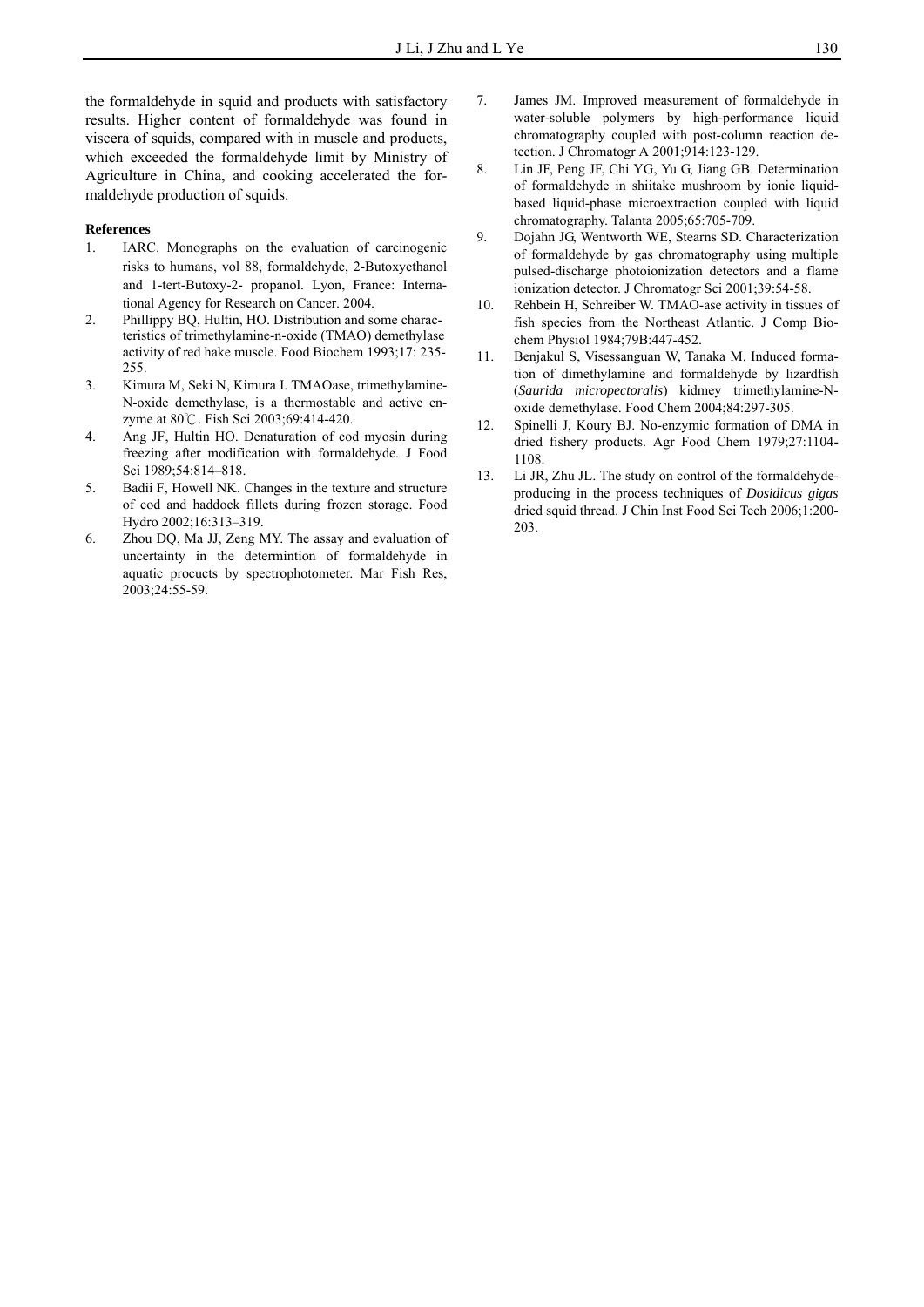the formaldehyde in squid and products with satisfactory results. Higher content of formaldehyde was found in viscera of squids, compared with in muscle and products, which exceeded the formaldehyde limit by Ministry of Agriculture in China, and cooking accelerated the formaldehyde production of squids.

**References**

1. IARC. Monographs on the evaluation of carcinogenic risks to humans, vol 88, formaldehyde, 2-Butoxyethanol and 1-tert-Butoxy-2- propanol. Lyon, France: International Agency for Research on Cancer. 2004.
2. Phillippy BQ, Hultin, HO. Distribution and some characteristics of trimethylamine-n-oxide (TMAO) demethylase activity of red hake muscle. Food Biochem 1993;17: 235-255.
3. Kimura M, Seki N, Kimura I. TMAOase, trimethylamine-N-oxide demethylase, is a thermostable and active enzyme at 80℃. Fish Sci 2003;69:414-420.
4. Ang JF, Hultin HO. Denaturation of cod myosin during freezing after modification with formaldehyde. J Food Sci 1989;54:814–818.
5. Badii F, Howell NK. Changes in the texture and structure of cod and haddock fillets during frozen storage. Food Hydro 2002;16:313–319.
6. Zhou DQ, Ma JJ, Zeng MY. The assay and evaluation of uncertainty in the determintion of formaldehyde in aquatic procucts by spectrophotometer. Mar Fish Res, 2003;24:55-59.
7. James JM. Improved measurement of formaldehyde in water-soluble polymers by high-performance liquid chromatography coupled with post-column reaction detection. J Chromatogr A 2001;914:123-129.
8. Lin JF, Peng JF, Chi YG, Yu G, Jiang GB. Determination of formaldehyde in shiitake mushroom by ionic liquid-based liquid-phase microextraction coupled with liquid chromatography. Talanta 2005;65:705-709.
9. Dojahn JG, Wentworth WE, Stearns SD. Characterization of formaldehyde by gas chromatography using multiple pulsed-discharge photoionization detectors and a flame ionization detector. J Chromatogr Sci 2001;39:54-58.
10. Rehbein H, Schreiber W. TMAO-ase activity in tissues of fish species from the Northeast Atlantic. J Comp Biochem Physiol 1984;79B:447-452.
11. Benjakul S, Visessanguan W, Tanaka M. Induced formation of dimethylamine and formaldehyde by lizardfish (*Saurida micropectoralis*) kidmey trimethylamine-N-oxide demethylase. Food Chem 2004;84:297-305.
12. Spinelli J, Koury BJ. No-enzymic formation of DMA in dried fishery products. Agr Food Chem 1979;27:1104-1108.
13. Li JR, Zhu JL. The study on control of the formaldehyde-producing in the process techniques of *Dosidicus gigas* dried squid thread. J Chin Inst Food Sci Tech 2006;1:200-203.